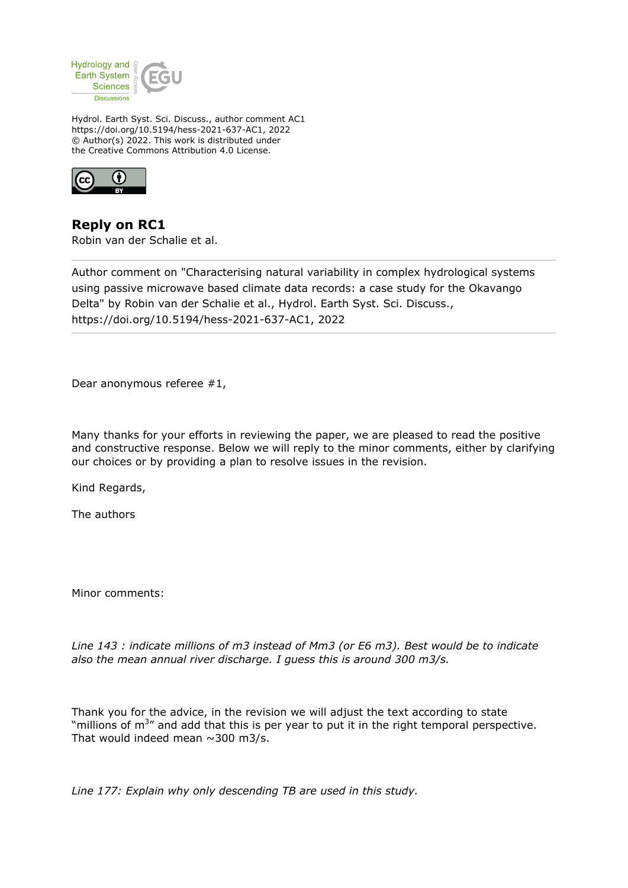Hydrol. Earth Syst. Sci. Discuss., author comment AC1
https://doi.org/10.5194/hess-2021-637-AC1, 2022
© Author(s) 2022. This work is distributed under
the Creative Commons Attribution 4.0 License.

## Reply on RC1

Robin van der Schalie et al.

---

Author comment on "Characterising natural variability in complex hydrological systems using passive microwave based climate data records: a case study for the Okavango Delta" by Robin van der Schalie et al., Hydrol. Earth Syst. Sci. Discuss., https://doi.org/10.5194/hess-2021-637-AC1, 2022

---

Dear anonymous referee #1,

Many thanks for your efforts in reviewing the paper, we are pleased to read the positive and constructive response. Below we will reply to the minor comments, either by clarifying our choices or by providing a plan to resolve issues in the revision.

Kind Regards,

The authors

Minor comments:

*Line 143 : indicate millions of m3 instead of Mm3 (or E6 m3). Best would be to indicate also the mean annual river discharge. I guess this is around 300 m3/s.*

Thank you for the advice, in the revision we will adjust the text according to state "millions of $m^3$" and add that this is per year to put it in the right temporal perspective. That would indeed mean ~300 m3/s.

*Line 177: Explain why only descending TB are used in this study.*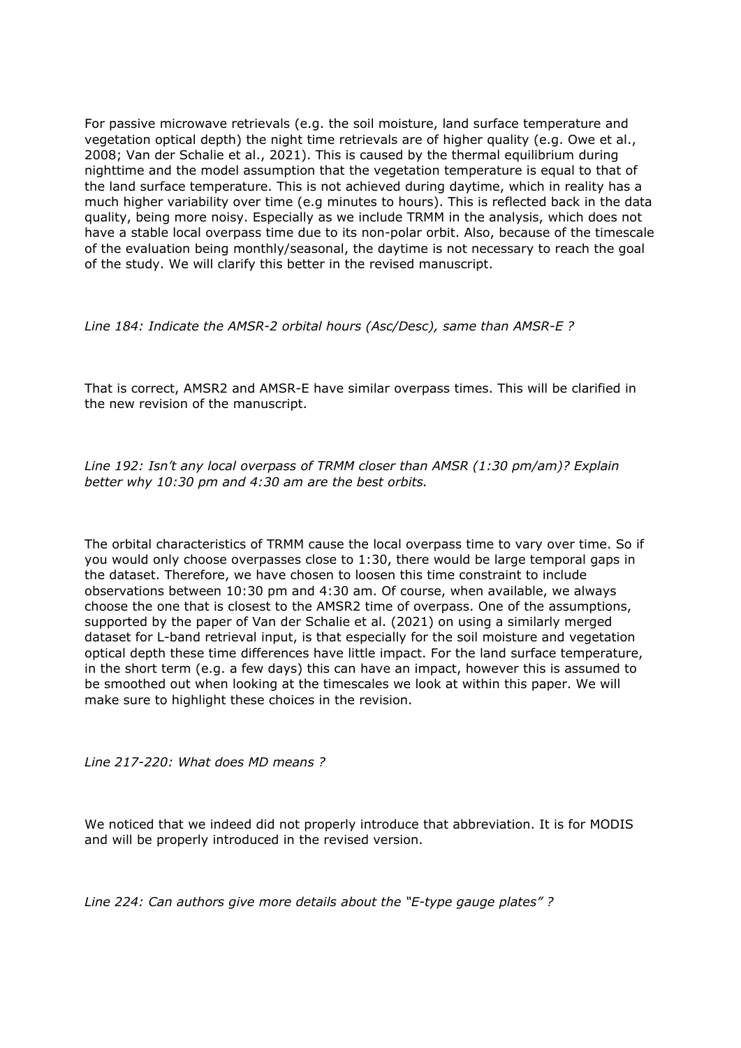For passive microwave retrievals (e.g. the soil moisture, land surface temperature and vegetation optical depth) the night time retrievals are of higher quality (e.g. Owe et al., 2008; Van der Schalie et al., 2021). This is caused by the thermal equilibrium during nighttime and the model assumption that the vegetation temperature is equal to that of the land surface temperature. This is not achieved during daytime, which in reality has a much higher variability over time (e.g minutes to hours). This is reflected back in the data quality, being more noisy. Especially as we include TRMM in the analysis, which does not have a stable local overpass time due to its non-polar orbit. Also, because of the timescale of the evaluation being monthly/seasonal, the daytime is not necessary to reach the goal of the study. We will clarify this better in the revised manuscript.

*Line 184: Indicate the AMSR-2 orbital hours (Asc/Desc), same than AMSR-E ?*

That is correct, AMSR2 and AMSR-E have similar overpass times. This will be clarified in the new revision of the manuscript.

*Line 192: Isn't any local overpass of TRMM closer than AMSR (1:30 pm/am)? Explain better why 10:30 pm and 4:30 am are the best orbits.*

The orbital characteristics of TRMM cause the local overpass time to vary over time. So if you would only choose overpasses close to 1:30, there would be large temporal gaps in the dataset. Therefore, we have chosen to loosen this time constraint to include observations between 10:30 pm and 4:30 am. Of course, when available, we always choose the one that is closest to the AMSR2 time of overpass. One of the assumptions, supported by the paper of Van der Schalie et al. (2021) on using a similarly merged dataset for L-band retrieval input, is that especially for the soil moisture and vegetation optical depth these time differences have little impact. For the land surface temperature, in the short term (e.g. a few days) this can have an impact, however this is assumed to be smoothed out when looking at the timescales we look at within this paper. We will make sure to highlight these choices in the revision.

*Line 217-220: What does MD means ?*

We noticed that we indeed did not properly introduce that abbreviation. It is for MODIS and will be properly introduced in the revised version.

*Line 224: Can authors give more details about the "E-type gauge plates" ?*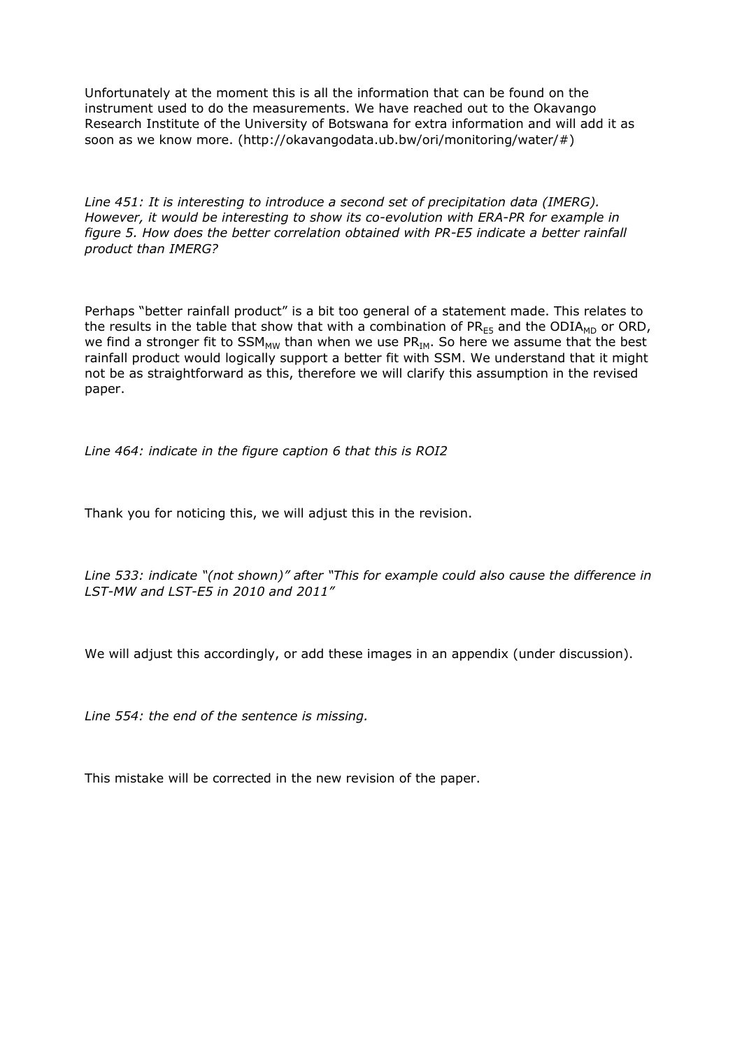Unfortunately at the moment this is all the information that can be found on the instrument used to do the measurements. We have reached out to the Okavango Research Institute of the University of Botswana for extra information and will add it as soon as we know more. (http://okavangodata.ub.bw/ori/monitoring/water/#)

*Line 451: It is interesting to introduce a second set of precipitation data (IMERG). However, it would be interesting to show its co-evolution with ERA-PR for example in figure 5. How does the better correlation obtained with PR-E5 indicate a better rainfall product than IMERG?*

Perhaps "better rainfall product" is a bit too general of a statement made. This relates to the results in the table that show that with a combination of $PR_{E5}$ and the $ODIA_{MD}$ or ORD, we find a stronger fit to $SSM_{MW}$ than when we use $PR_{IM}$. So here we assume that the best rainfall product would logically support a better fit with SSM. We understand that it might not be as straightforward as this, therefore we will clarify this assumption in the revised paper.

*Line 464: indicate in the figure caption 6 that this is ROI2*

Thank you for noticing this, we will adjust this in the revision.

*Line 533: indicate "(not shown)" after "This for example could also cause the difference in LST-MW and LST-E5 in 2010 and 2011"*

We will adjust this accordingly, or add these images in an appendix (under discussion).

*Line 554: the end of the sentence is missing.*

This mistake will be corrected in the new revision of the paper.